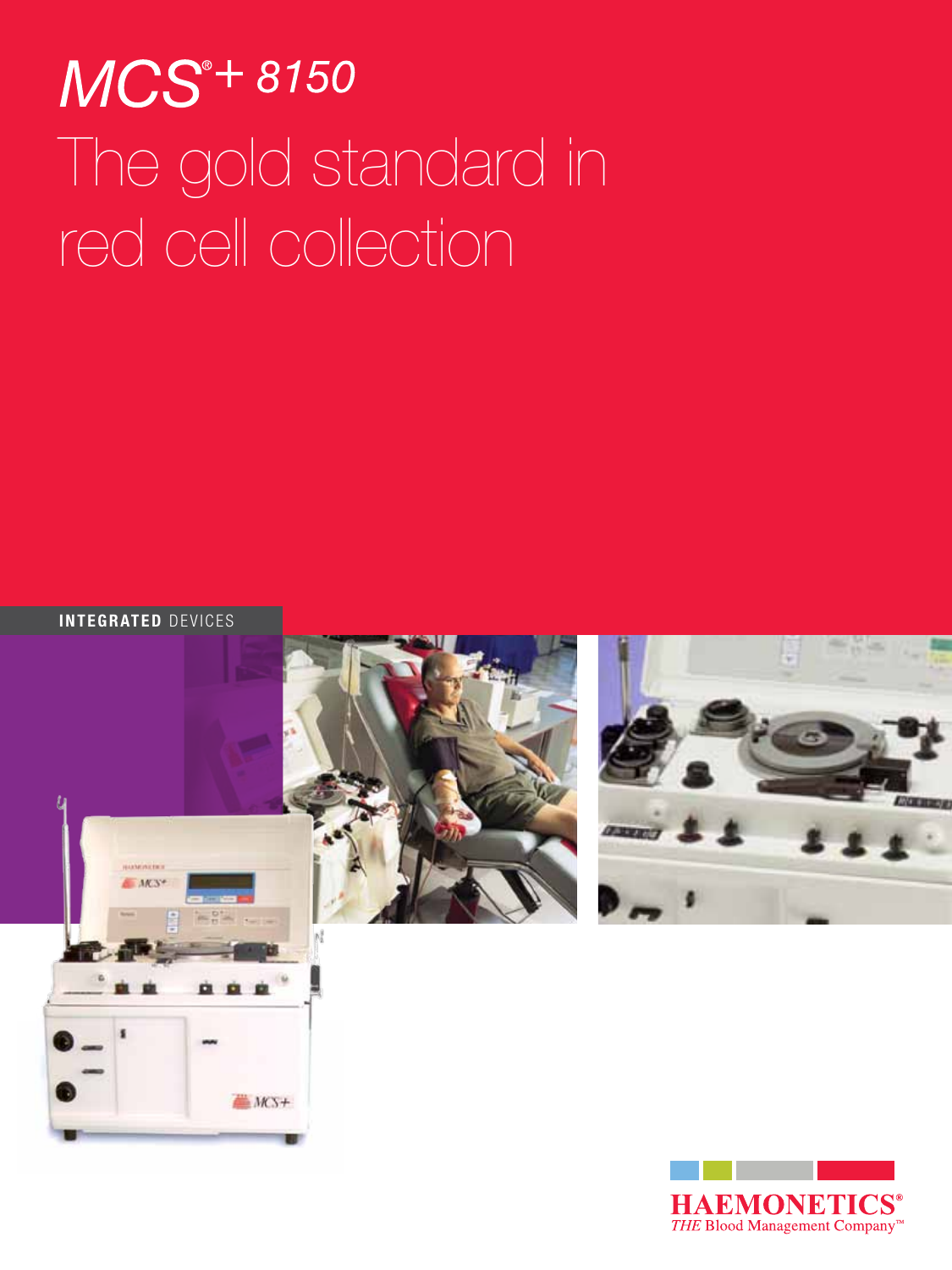# MCS®+ 8150

## The gold standard in red cell collection

**INTEGRATED** DEVICES

HAEMONETICS®
*THE* Blood Management Company™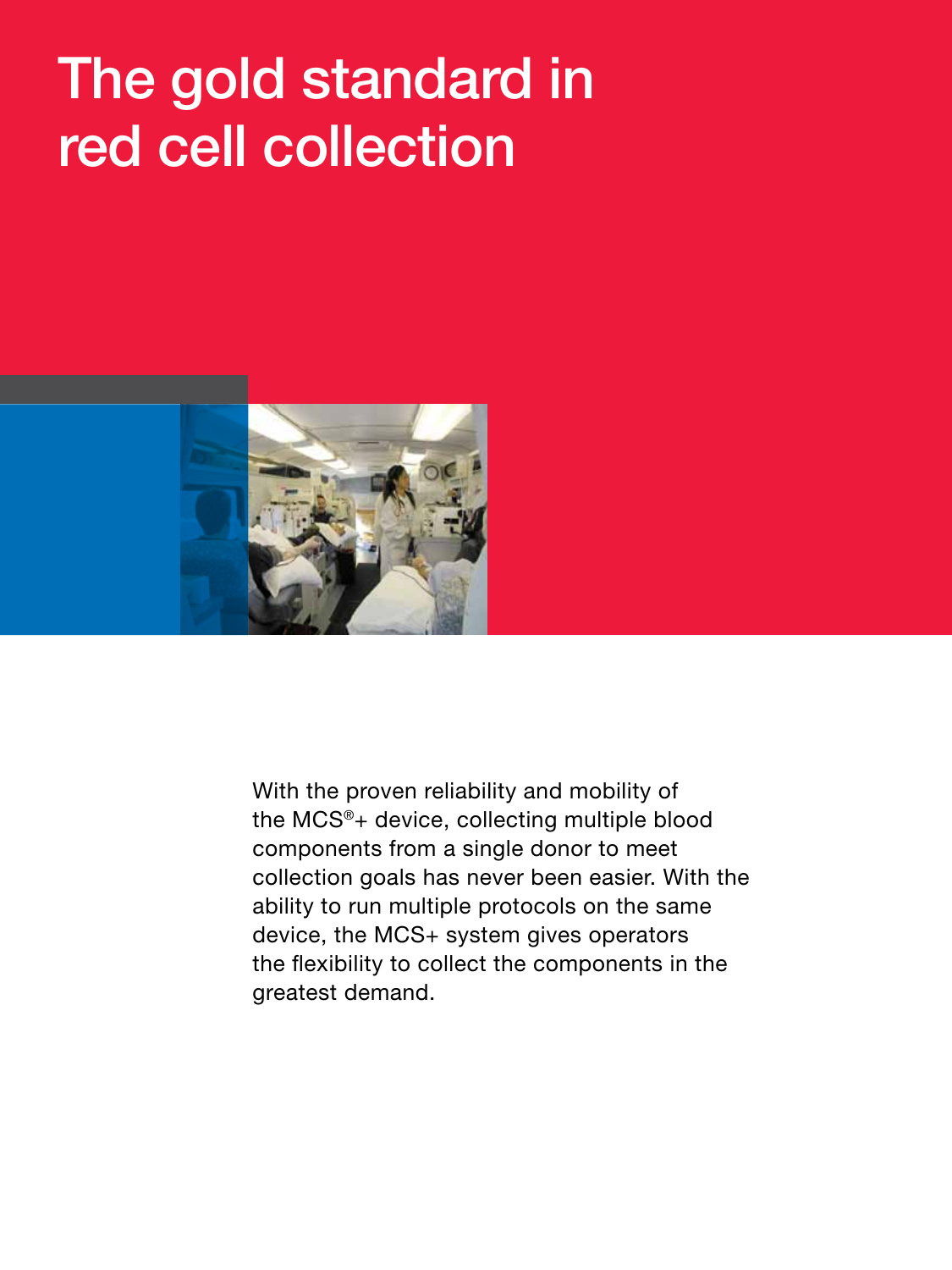# The gold standard in red cell collection

With the proven reliability and mobility of the MCS®+ device, collecting multiple blood components from a single donor to meet collection goals has never been easier. With the ability to run multiple protocols on the same device, the MCS+ system gives operators the flexibility to collect the components in the greatest demand.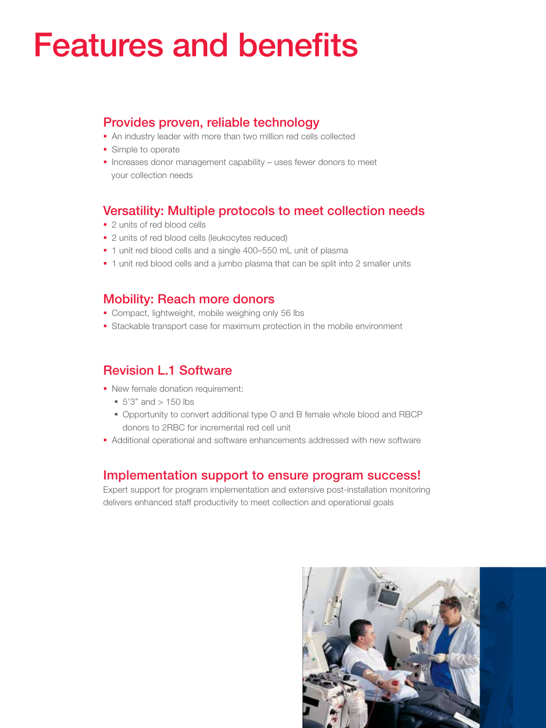# Features and benefits

## Provides proven, reliable technology

- An industry leader with more than two million red cells collected
- Simple to operate
- Increases donor management capability – uses fewer donors to meet your collection needs

## Versatility: Multiple protocols to meet collection needs

- 2 units of red blood cells
- 2 units of red blood cells (leukocytes reduced)
- 1 unit red blood cells and a single 400–550 mL unit of plasma
- 1 unit red blood cells and a jumbo plasma that can be split into 2 smaller units

## Mobility: Reach more donors

- Compact, lightweight, mobile weighing only 56 lbs
- Stackable transport case for maximum protection in the mobile environment

## Revision L.1 Software

- New female donation requirement:
  - 5'3" and > 150 lbs
  - Opportunity to convert additional type O and B female whole blood and RBCP donors to 2RBC for incremental red cell unit
- Additional operational and software enhancements addressed with new software

## Implementation support to ensure program success!

Expert support for program implementation and extensive post-installation monitoring delivers enhanced staff productivity to meet collection and operational goals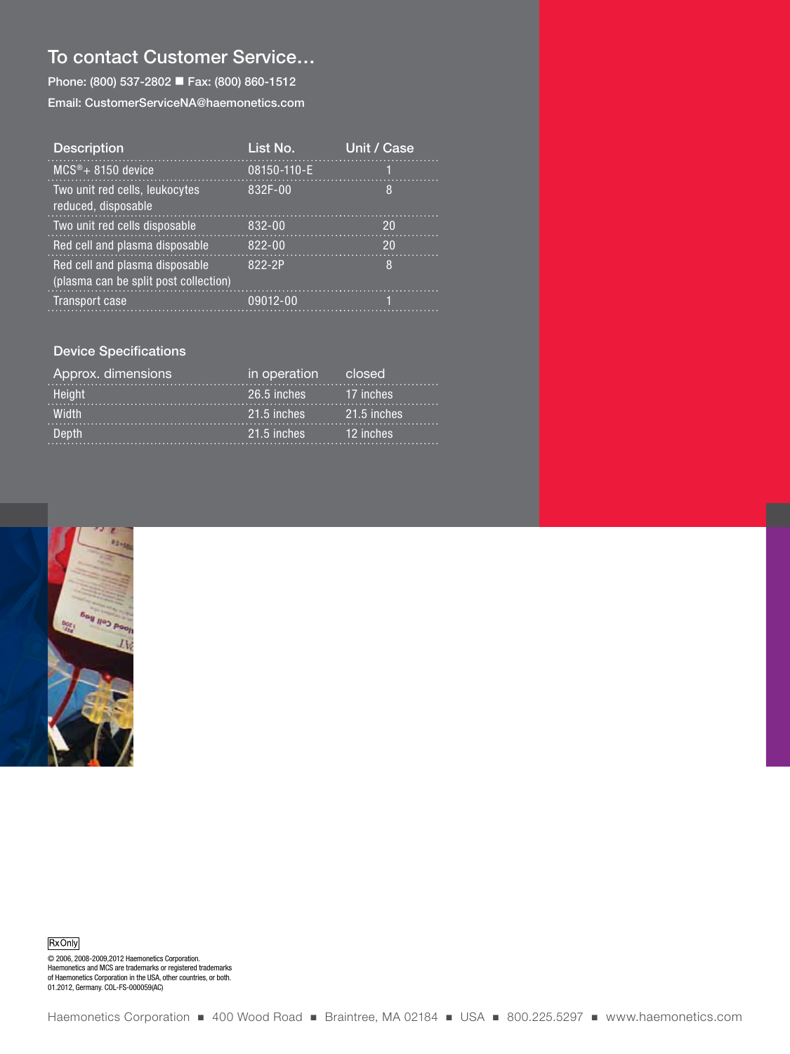## To contact Customer Service…

**Phone: (800) 537-2802 ■ Fax: (800) 860-1512**

**Email: CustomerServiceNA@haemonetics.com**

| Description | List No. | Unit / Case |
|---|---|---|
| MCS®+ 8150 device | 08150-110-E | 1 |
| Two unit red cells, leukocytes reduced, disposable | 832F-00 | 8 |
| Two unit red cells disposable | 832-00 | 20 |
| Red cell and plasma disposable | 822-00 | 20 |
| Red cell and plasma disposable (plasma can be split post collection) | 822-2P | 8 |
| Transport case | 09012-00 | 1 |

### Device Specifications

| Approx. dimensions | in operation | closed |
|---|---|---|
| Height | 26.5 inches | 17 inches |
| Width | 21.5 inches | 21.5 inches |
| Depth | 21.5 inches | 12 inches |

Rx Only

© 2006, 2008-2009,2012 Haemonetics Corporation.
Haemonetics and MCS are trademarks or registered trademarks of Haemonetics Corporation in the USA, other countries, or both.
01.2012, Germany. COL-FS-000059(AC)

Haemonetics Corporation ■ 400 Wood Road ■ Braintree, MA 02184 ■ USA ■ 800.225.5297 ■ www.haemonetics.com